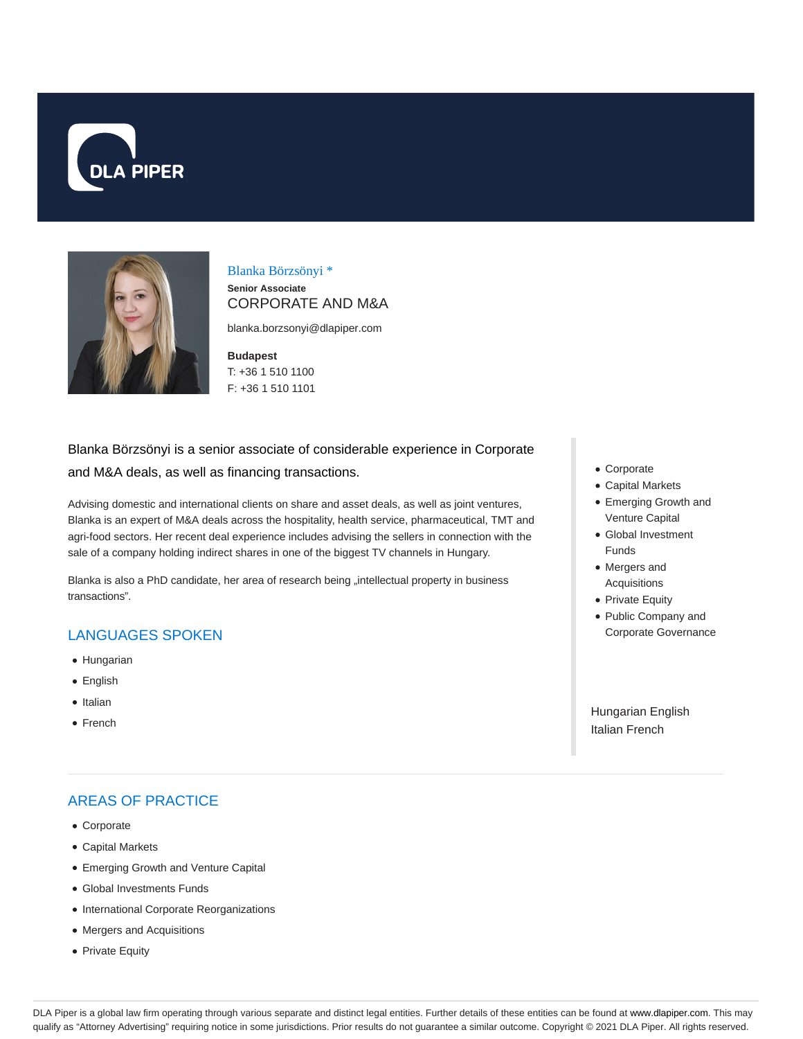DLA PIPER

Blanka Börzsönyi *

**Senior Associate**

CORPORATE AND M&A

blanka.borzsonyi@dlapiper.com

**Budapest**

T: +36 1 510 1100

F: +36 1 510 1101

Blanka Börzsönyi is a senior associate of considerable experience in Corporate and M&A deals, as well as financing transactions.

Advising domestic and international clients on share and asset deals, as well as joint ventures, Blanka is an expert of M&A deals across the hospitality, health service, pharmaceutical, TMT and agri-food sectors. Her recent deal experience includes advising the sellers in connection with the sale of a company holding indirect shares in one of the biggest TV channels in Hungary.

Blanka is also a PhD candidate, her area of research being „intellectual property in business transactions".

- Corporate
- Capital Markets
- Emerging Growth and Venture Capital
- Global Investment Funds
- Mergers and Acquisitions
- Private Equity
- Public Company and Corporate Governance

Hungarian English Italian French

## LANGUAGES SPOKEN

- Hungarian
- English
- Italian
- French

## AREAS OF PRACTICE

- Corporate
- Capital Markets
- Emerging Growth and Venture Capital
- Global Investments Funds
- International Corporate Reorganizations
- Mergers and Acquisitions
- Private Equity

DLA Piper is a global law firm operating through various separate and distinct legal entities. Further details of these entities can be found at www.dlapiper.com. This may qualify as "Attorney Advertising" requiring notice in some jurisdictions. Prior results do not guarantee a similar outcome. Copyright © 2021 DLA Piper. All rights reserved.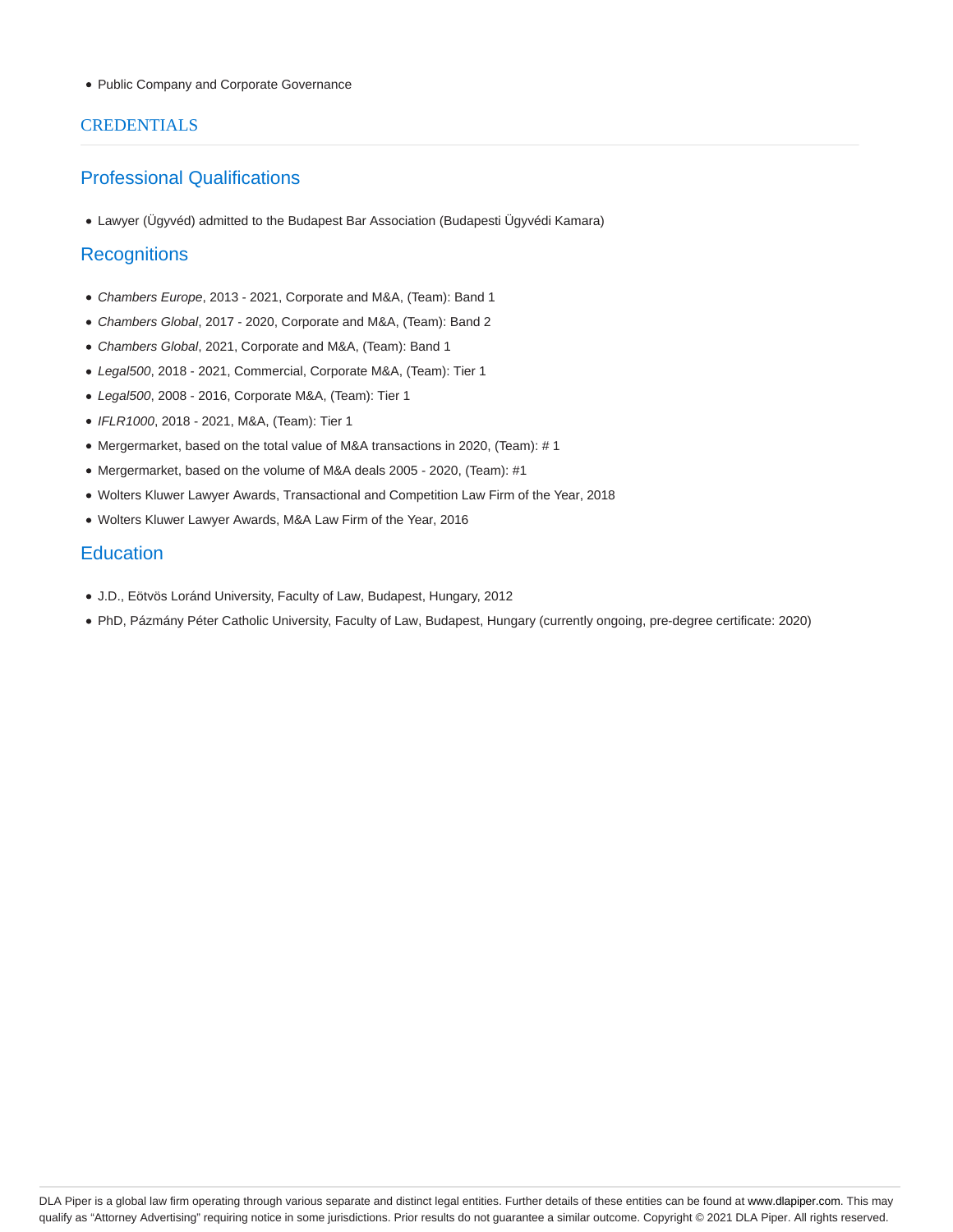- Public Company and Corporate Governance

## CREDENTIALS

### Professional Qualifications

- Lawyer (Ügyvéd) admitted to the Budapest Bar Association (Budapesti Ügyvédi Kamara)

### Recognitions

- *Chambers Europe*, 2013 - 2021, Corporate and M&A, (Team): Band 1
- *Chambers Global*, 2017 - 2020, Corporate and M&A, (Team): Band 2
- *Chambers Global*, 2021, Corporate and M&A, (Team): Band 1
- *Legal500*, 2018 - 2021, Commercial, Corporate M&A, (Team): Tier 1
- *Legal500*, 2008 - 2016, Corporate M&A, (Team): Tier 1
- *IFLR1000*, 2018 - 2021, M&A, (Team): Tier 1
- Mergermarket, based on the total value of M&A transactions in 2020, (Team): # 1
- Mergermarket, based on the volume of M&A deals 2005 - 2020, (Team): #1
- Wolters Kluwer Lawyer Awards, Transactional and Competition Law Firm of the Year, 2018
- Wolters Kluwer Lawyer Awards, M&A Law Firm of the Year, 2016

### Education

- J.D., Eötvös Loránd University, Faculty of Law, Budapest, Hungary, 2012
- PhD, Pázmány Péter Catholic University, Faculty of Law, Budapest, Hungary (currently ongoing, pre-degree certificate: 2020)

DLA Piper is a global law firm operating through various separate and distinct legal entities. Further details of these entities can be found at www.dlapiper.com. This may qualify as "Attorney Advertising" requiring notice in some jurisdictions. Prior results do not guarantee a similar outcome. Copyright © 2021 DLA Piper. All rights reserved.